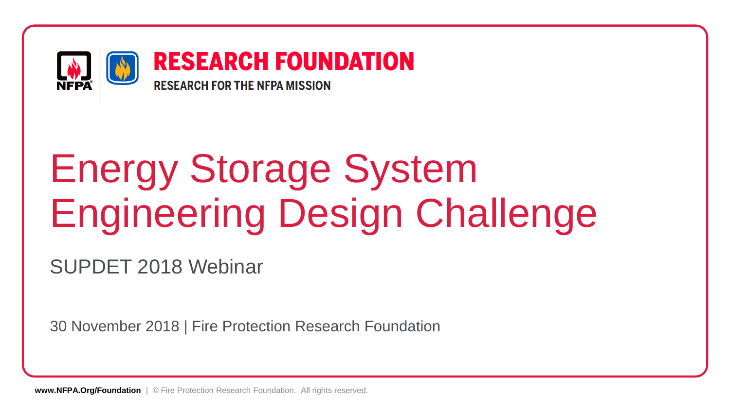**RESEARCH FOUNDATION**

**RESEARCH FOR THE NFPA MISSION**

# Energy Storage System Engineering Design Challenge

## SUPDET 2018 Webinar

30 November 2018 | Fire Protection Research Foundation

**www.NFPA.Org/Foundation** | © Fire Protection Research Foundation. All rights reserved.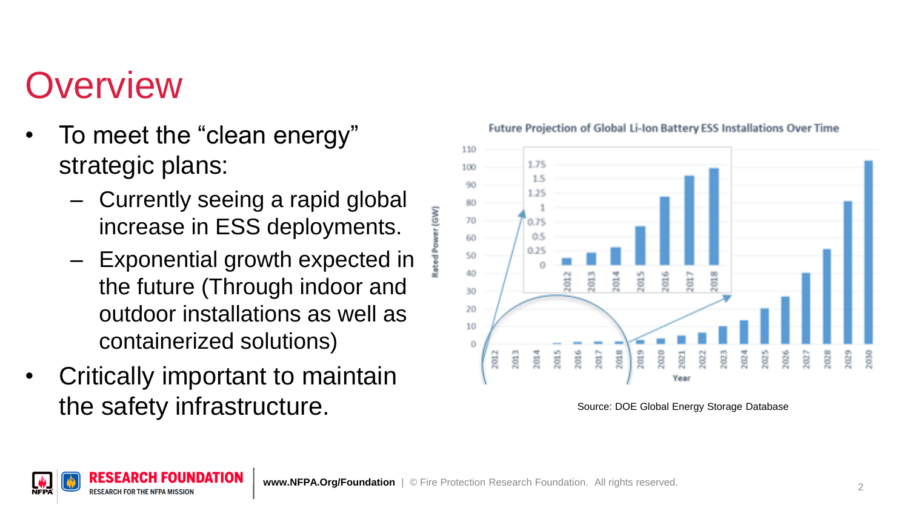# Overview

- To meet the “clean energy” strategic plans:
  - Currently seeing a rapid global increase in ESS deployments.
  - Exponential growth expected in the future (Through indoor and outdoor installations as well as containerized solutions)
- Critically important to maintain the safety infrastructure.

Future Projection of Global Li-Ion Battery ESS Installations Over Time

Source: DOE Global Energy Storage Database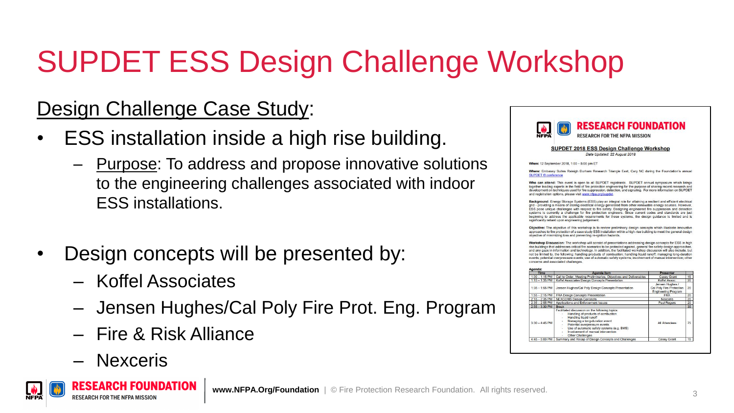# SUPDET ESS Design Challenge Workshop

Design Challenge Case Study:

- ESS installation inside a high rise building.
  - Purpose: To address and propose innovative solutions to the engineering challenges associated with indoor ESS installations.
- Design concepts will be presented by:
  - Koffel Associates
  - Jensen Hughes/Cal Poly Fire Prot. Eng. Program
  - Fire & Risk Alliance
  - Nexceris

**RESEARCH FOUNDATION**
RESEARCH FOR THE NFPA MISSION

**SUPDET 2018 ESS Design Challenge Workshop**
*Date Updated: 22 August 2018*

**When:** 12 September 2018, 1:00 – 5:00 pm ET

**Where:** Embassy Suites Raleigh Durham Research Triangle East, Cary NC during the Foundation's annual SUPDET ® conference

**Who can attend:** This event is open to all SUPDET registrants. SUPDET annual symposium which brings together leading experts in the field of fire protection engineering for the purpose of sharing recent research and development on techniques used for fire suppression, detection, and signaling. For more information on SUPDET and registration options, please visit www.nfpa.org/supdet.

**Background:** Energy Storage Systems (ESS) play an integral role for attaining a resilient and efficient electrical grid – providing a means of storing electrical energy generated from other renewable energy sources. However, ESS pose unique challenges with respect to fire safety. Designing engineered fire suppression and detection systems is currently a challenge for fire protection engineers. Since current codes and standards are just beginning to address the applicable requirements for these systems, the design guidance is limited and is significantly reliant upon engineering judgement.

**Objective:** The objective of this workshop is to review preliminary design concepts which illustrate innovative approaches to fire protection of a case study ESS installation within a high-rise building to meet the general design objective of minimizing loss and preventing re-ignition hazards.

**Workshop Discussion:** The workshop will consist of presentations addressing design concepts for ESS in high rise buildings that addresses critical fire scenarios to be protected against, general fire safety design approaches, and any gaps in information and technology. In addition, the facilitated workshop discussion will also include, but not be limited to, the following: handling products of combustion; handling liquid runoff; managing long-duration events; potential overpressure events; use of automatic safety systems; involvement of manual intervention; other concerns and associated challenges.

**Agenda:**

| Time | Agenda Item | Presenter | |
|---|---|---|---|
| 1:00 – 1:15 PM | Call to Order, Meeting Preliminaries, Objectives and Deliverables | Casey Grant | 15 |
| 1:15 – 1:35 PM | Koffel Associates Design Concepts Presentation | Koffel Assoc. | 20 |
| 1:35 – 1:55 PM | Jensen Hughes/Cal Poly Design Concepts Presentation | Jensen Hughes / Cal Poly Fire Protection Engineering Program | 20 |
| 1:55 – 2:15 PM | FRA Design Concepts Presentation | FRA | 20 |
| 2:15 – 2:35 PM | NEXCERIS Design Concepts | Nexceris | 20 |
| 2:35 – 2:55 PM | Applications and Enforcement Issues | Paul Rogers | 20 |
| 2:55 – 3:30 PM | Break | | 35 |
| 3:30 – 4:45 PM | Facilitated discussion on the following topics: - Handling of products of combustion - Handling liquid runoff - Managing a long-duration event - Potential overpressure events - Use of automatic safety systems (e.g. BMS) - Involvement of manual intervention - Other Challenges | All Attendees | 75 |
| 4:45 – 5:00 PM | Summary and Recap of Design Concepts and Challenges | Casey Grant | 15 |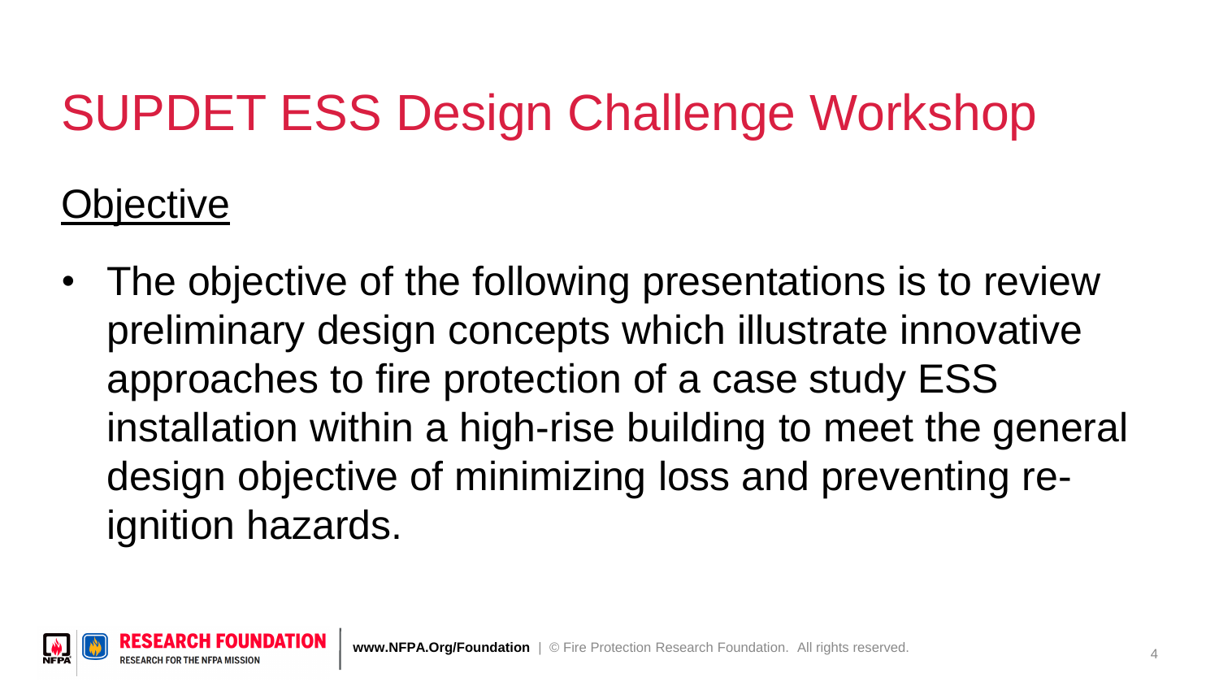# SUPDET ESS Design Challenge Workshop

## Objective

- The objective of the following presentations is to review preliminary design concepts which illustrate innovative approaches to fire protection of a case study ESS installation within a high-rise building to meet the general design objective of minimizing loss and preventing re-ignition hazards.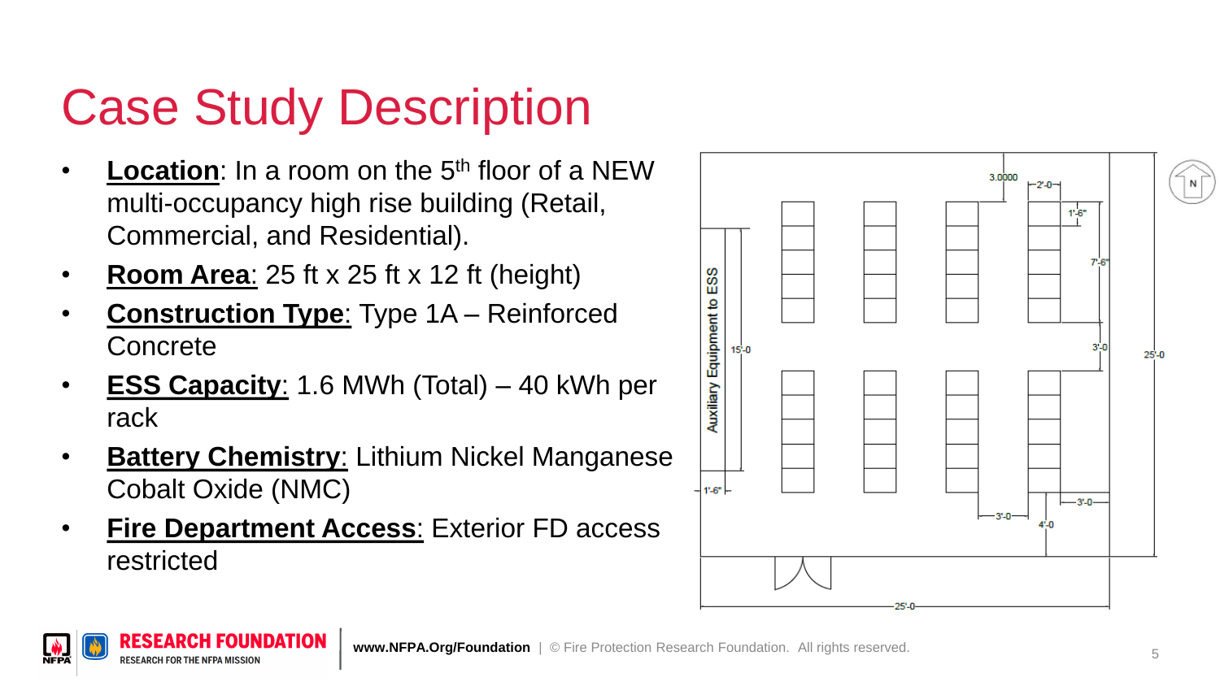# Case Study Description

- **Location**: In a room on the 5th floor of a NEW multi-occupancy high rise building (Retail, Commercial, and Residential).
- **Room Area**: 25 ft x 25 ft x 12 ft (height)
- **Construction Type**: Type 1A – Reinforced Concrete
- **ESS Capacity**: 1.6 MWh (Total) – 40 kWh per rack
- **Battery Chemistry**: Lithium Nickel Manganese Cobalt Oxide (NMC)
- **Fire Department Access**: Exterior FD access restricted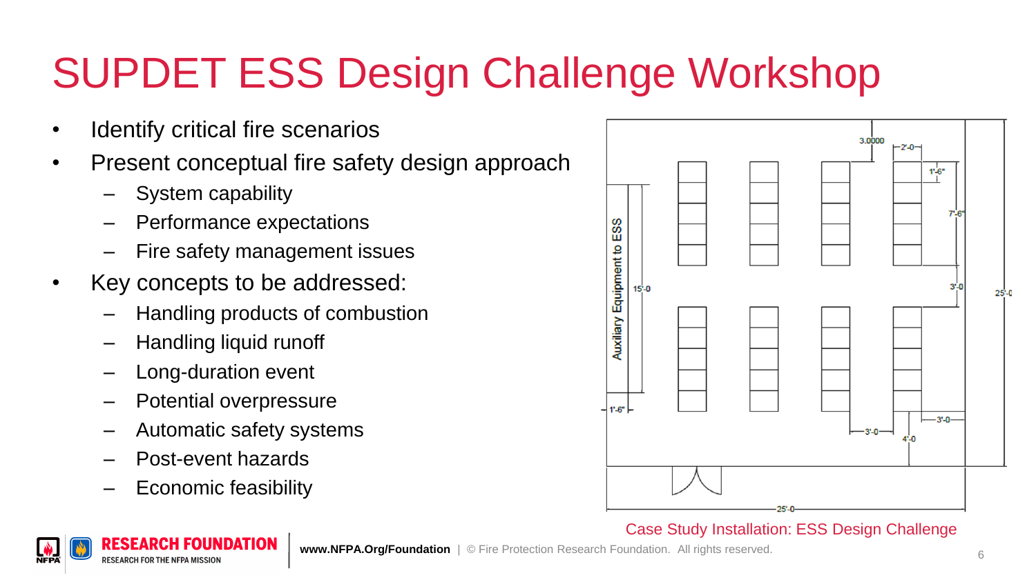# SUPDET ESS Design Challenge Workshop

- Identify critical fire scenarios
- Present conceptual fire safety design approach
  - System capability
  - Performance expectations
  - Fire safety management issues
- Key concepts to be addressed:
  - Handling products of combustion
  - Handling liquid runoff
  - Long-duration event
  - Potential overpressure
  - Automatic safety systems
  - Post-event hazards
  - Economic feasibility

Case Study Installation: ESS Design Challenge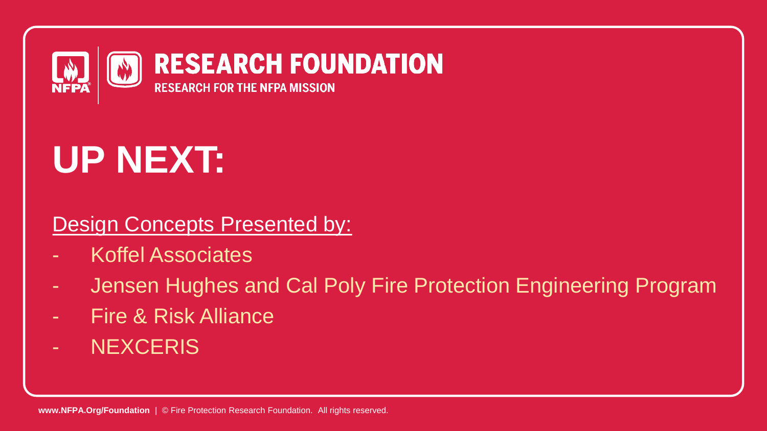RESEARCH FOUNDATION

RESEARCH FOR THE NFPA MISSION

# UP NEXT:

Design Concepts Presented by:

- Koffel Associates
- Jensen Hughes and Cal Poly Fire Protection Engineering Program
- Fire & Risk Alliance
- NEXCERIS